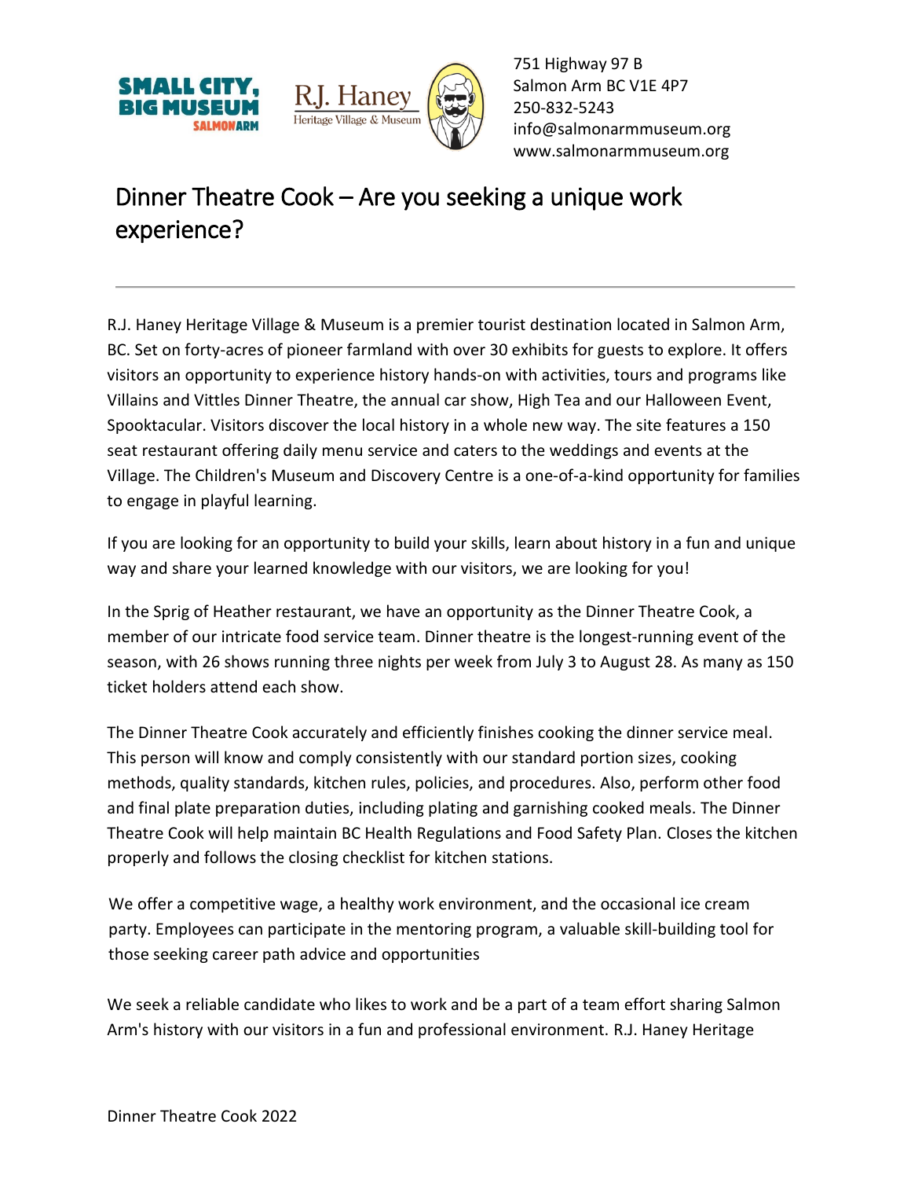SMALL CITY, BIG MUSEUM SALMON ARM

R.J. Haney Heritage Village & Museum

751 Highway 97 B
Salmon Arm BC V1E 4P7
250-832-5243
info@salmonarmmuseum.org
www.salmonarmmuseum.org

# Dinner Theatre Cook – Are you seeking a unique work experience?

---

R.J. Haney Heritage Village & Museum is a premier tourist destination located in Salmon Arm, BC. Set on forty-acres of pioneer farmland with over 30 exhibits for guests to explore. It offers visitors an opportunity to experience history hands-on with activities, tours and programs like Villains and Vittles Dinner Theatre, the annual car show, High Tea and our Halloween Event, Spooktacular. Visitors discover the local history in a whole new way. The site features a 150 seat restaurant offering daily menu service and caters to the weddings and events at the Village. The Children's Museum and Discovery Centre is a one-of-a-kind opportunity for families to engage in playful learning.

If you are looking for an opportunity to build your skills, learn about history in a fun and unique way and share your learned knowledge with our visitors, we are looking for you!

In the Sprig of Heather restaurant, we have an opportunity as the Dinner Theatre Cook, a member of our intricate food service team. Dinner theatre is the longest-running event of the season, with 26 shows running three nights per week from July 3 to August 28. As many as 150 ticket holders attend each show.

The Dinner Theatre Cook accurately and efficiently finishes cooking the dinner service meal. This person will know and comply consistently with our standard portion sizes, cooking methods, quality standards, kitchen rules, policies, and procedures. Also, perform other food and final plate preparation duties, including plating and garnishing cooked meals. The Dinner Theatre Cook will help maintain BC Health Regulations and Food Safety Plan. Closes the kitchen properly and follows the closing checklist for kitchen stations.

We offer a competitive wage, a healthy work environment, and the occasional ice cream party. Employees can participate in the mentoring program, a valuable skill-building tool for those seeking career path advice and opportunities

We seek a reliable candidate who likes to work and be a part of a team effort sharing Salmon Arm's history with our visitors in a fun and professional environment. R.J. Haney Heritage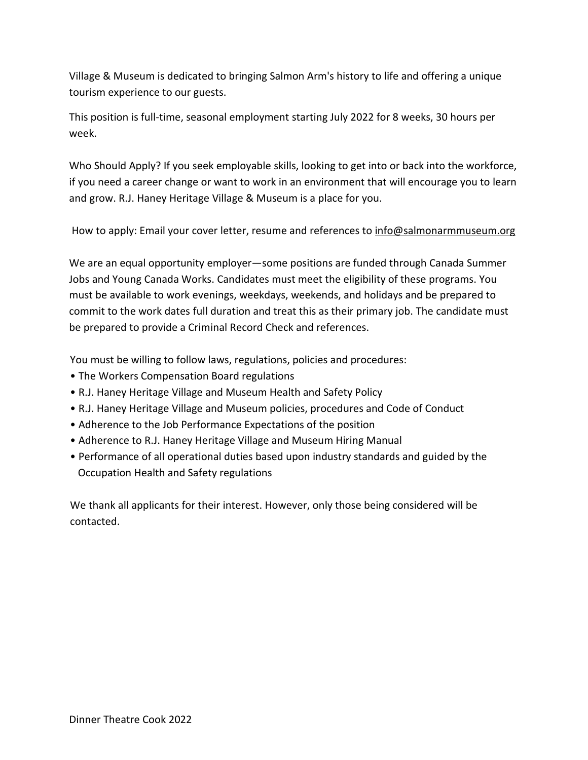Village & Museum is dedicated to bringing Salmon Arm's history to life and offering a unique tourism experience to our guests.

This position is full-time, seasonal employment starting July 2022 for 8 weeks, 30 hours per week.

Who Should Apply? If you seek employable skills, looking to get into or back into the workforce, if you need a career change or want to work in an environment that will encourage you to learn and grow. R.J. Haney Heritage Village & Museum is a place for you.

How to apply: Email your cover letter, resume and references to info@salmonarmmuseum.org

We are an equal opportunity employer—some positions are funded through Canada Summer Jobs and Young Canada Works. Candidates must meet the eligibility of these programs. You must be available to work evenings, weekdays, weekends, and holidays and be prepared to commit to the work dates full duration and treat this as their primary job. The candidate must be prepared to provide a Criminal Record Check and references.

You must be willing to follow laws, regulations, policies and procedures:

- The Workers Compensation Board regulations
- R.J. Haney Heritage Village and Museum Health and Safety Policy
- R.J. Haney Heritage Village and Museum policies, procedures and Code of Conduct
- Adherence to the Job Performance Expectations of the position
- Adherence to R.J. Haney Heritage Village and Museum Hiring Manual
- Performance of all operational duties based upon industry standards and guided by the Occupation Health and Safety regulations

We thank all applicants for their interest. However, only those being considered will be contacted.